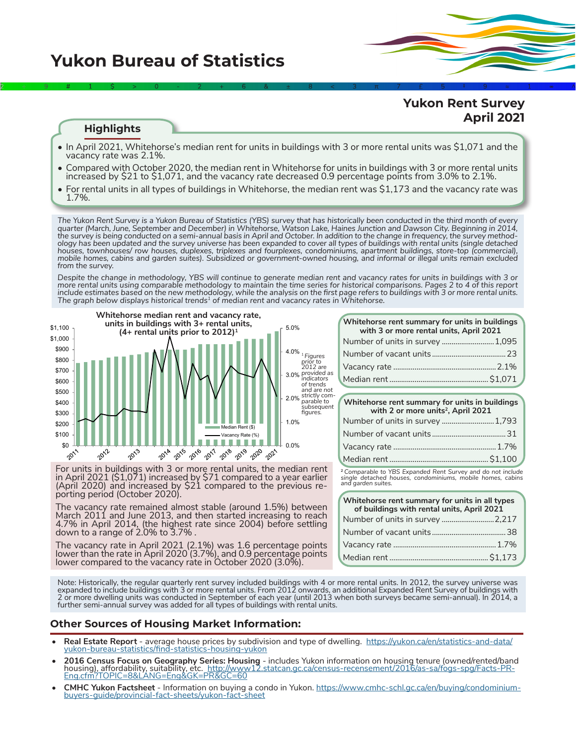# Yukon Bureau of Statistics

## Yukon Rent Survey April 2021

### Highlights

- In April 2021, Whitehorse's median rent for units in buildings with 3 or more rental units was $1,071 and the vacancy rate was 2.1%.
- Compared with October 2020, the median rent in Whitehorse for units in buildings with 3 or more rental units increased by $21 to $1,071, and the vacancy rate decreased 0.9 percentage points from 3.0% to 2.1%.
- For rental units in all types of buildings in Whitehorse, the median rent was $1,173 and the vacancy rate was 1.7%.

*The Yukon Rent Survey is a Yukon Bureau of Statistics (YBS) survey that has historically been conducted in the third month of every quarter (March, June, September and December) in Whitehorse, Watson Lake, Haines Junction and Dawson City. Beginning in 2014, the survey is being conducted on a semi-annual basis in April and October. In addition to the change in frequency, the survey methodology has been updated and the survey universe has been expanded to cover all types of buildings with rental units (single detached houses, townhouses/ row houses, duplexes, triplexes and fourplexes, condominiums, apartment buildings, store-top (commercial), mobile homes, cabins and garden suites). Subsidized or government-owned housing, and informal or illegal units remain excluded from the survey.*

*Despite the change in methodology, YBS will continue to generate median rent and vacancy rates for units in buildings with 3 or more rental units using comparable methodology to maintain the time series for historical comparisons. Pages 2 to 4 of this report include estimates based on the new methodology, while the analysis on the first page refers to buildings with 3 or more rental units. The graph below displays historical trends[1] of median rent and vacancy rates in Whitehorse.*

**Whitehorse median rent and vacancy rate, units in buildings with 3+ rental units, (4+ rental units prior to 2012)[1]**

*[1] Figures prior to 2012 are provided as indicators of trends and are not strictly comparable to subsequent figures.*

For units in buildings with 3 or more rental units, the median rent in April 2021 ($1,071) increased by $71 compared to a year earlier (April 2020) and increased by $21 compared to the previous reporting period (October 2020).

The vacancy rate remained almost stable (around 1.5%) between March 2011 and June 2013, and then started increasing to reach 4.7% in April 2014, (the highest rate since 2004) before settling down to a range of 2.0% to 3.7% .

The vacancy rate in April 2021 (2.1%) was 1.6 percentage points lower than the rate in April 2020 (3.7%), and 0.9 percentage points lower compared to the vacancy rate in October 2020 (3.0%).

| Whitehorse rent summary for units in buildings with 3 or more rental units, April 2021 | |
|---|---|
| Number of units in survey | 1,095 |
| Number of vacant units | 23 |
| Vacancy rate | 2.1% |
| Median rent | $1,071 |

| Whitehorse rent summary for units in buildings with 2 or more units[2], April 2021 | |
|---|---|
| Number of units in survey | 1,793 |
| Number of vacant units | 31 |
| Vacancy rate | 1.7% |
| Median rent | $1,100 |

*[2] Comparable to YBS Expanded Rent Survey and do not include single detached houses, condominiums, mobile homes, cabins and garden suites.*

| Whitehorse rent summary for units in all types of buildings with rental units, April 2021 | |
|---|---|
| Number of units in survey | 2,217 |
| Number of vacant units | 38 |
| Vacancy rate | 1.7% |
| Median rent | $1,173 |

Note: Historically, the regular quarterly rent survey included buildings with 4 or more rental units. In 2012, the survey universe was expanded to include buildings with 3 or more rental units. From 2012 onwards, an additional Expanded Rent Survey of buildings with 2 or more dwelling units was conducted in September of each year (until 2013 when both surveys became semi-annual). In 2014, a further semi-annual survey was added for all types of buildings with rental units.

## Other Sources of Housing Market Information:

- **Real Estate Report** - average house prices by subdivision and type of dwelling. https://yukon.ca/en/statistics-and-data/yukon-bureau-statistics/find-statistics-housing-yukon
- **2016 Census Focus on Geography Series: Housing** - includes Yukon information on housing tenure (owned/rented/band housing), affordability, suitability, etc. http://www12.statcan.gc.ca/census-recensement/2016/as-sa/fogs-spg/Facts-PR-Eng.cfm?TOPIC=8&LANG=Eng&GK=PR&GC=60
- **CMHC Yukon Factsheet** - Information on buying a condo in Yukon. https://www.cmhc-schl.gc.ca/en/buying/condominium-buyers-guide/provincial-fact-sheets/yukon-fact-sheet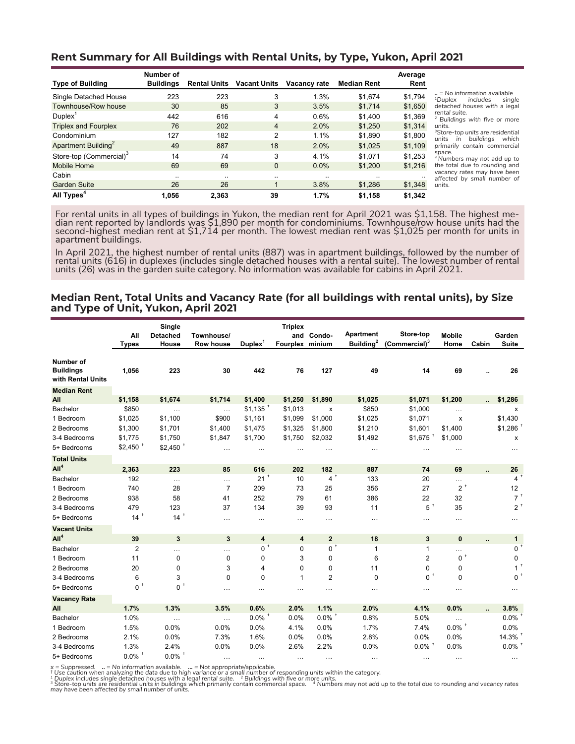## Rent Summary for All Buildings with Rental Units, by Type, Yukon, April 2021

| Type of Building | Number of Buildings | Rental Units | Vacant Units | Vacancy rate | Median Rent | Average Rent |
|---|---|---|---|---|---|---|
| Single Detached House | 223 | 223 | 3 | 1.3% | $1,674 | $1,794 |
| Townhouse/Row house | 30 | 85 | 3 | 3.5% | $1,714 | $1,650 |
| Duplex[1] | 442 | 616 | 4 | 0.6% | $1,400 | $1,369 |
| Triplex and Fourplex | 76 | 202 | 4 | 2.0% | $1,250 | $1,314 |
| Condominium | 127 | 182 | 2 | 1.1% | $1,890 | $1,800 |
| Apartment Building[2] | 49 | 887 | 18 | 2.0% | $1,025 | $1,109 |
| Store-top (Commercial)[3] | 14 | 74 | 3 | 4.1% | $1,071 | $1,253 |
| Mobile Home | 69 | 69 | 0 | 0.0% | $1,200 | $1,216 |
| Cabin | .. | .. | .. | .. | .. | .. |
| Garden Suite | 26 | 26 | 1 | 3.8% | $1,286 | $1,348 |
| **All Types[4]** | **1,056** | **2,363** | **39** | **1.7%** | **$1,158** | **$1,342** |

*.. = No information available*
*[1]Duplex includes single detached houses with a legal rental suite.*
*[2] Buildings with five or more units.*
*[3]Store-top units are residential units in buildings which primarily contain commercial space.*
*[4] Numbers may not add up to the total due to rounding and vacancy rates may have been affected by small number of units.*

For rental units in all types of buildings in Yukon, the median rent for April 2021 was $1,158. The highest median rent reported by landlords was $1,890 per month for condominiums. Townhouse/row house units had the second-highest median rent at $1,714 per month. The lowest median rent was $1,025 per month for units in apartment buildings.

In April 2021, the highest number of rental units (887) was in apartment buildings, followed by the number of rental units (616) in duplexes (includes single detached houses with a rental suite). The lowest number of rental units (26) was in the garden suite category. No information was available for cabins in April 2021.

## Median Rent, Total Units and Vacancy Rate (for all buildings with rental units), by Size and Type of Unit, Yukon, April 2021

| | All Types | Single Detached House | Townhouse/ Row house | Duplex[1] | Triplex and Fourplex | Condo-minium | Apartment Building[2] | Store-top (Commercial)[3] | Mobile Home | Cabin | Garden Suite |
|---|---|---|---|---|---|---|---|---|---|---|---|
| **Number of Buildings with Rental Units** | **1,056** | **223** | **30** | **442** | **76** | **127** | **49** | **14** | **69** | **..** | **26** |
| **Median Rent** | | | | | | | | | | | |
| **All** | **$1,158** | **$1,674** | **$1,714** | **$1,400** | **$1,250** | **$1,890** | **$1,025** | **$1,071** | **$1,200** | **..** | **$1,286** |
| Bachelor | $850 | ... | ... | $1,135 † | $1,013 | x | $850 | $1,000 | ... | | x |
| 1 Bedroom | $1,025 | $1,100 | $900 | $1,161 | $1,099 | $1,000 | $1,025 | $1,071 | x | | $1,430 |
| 2 Bedrooms | $1,300 | $1,701 | $1,400 | $1,475 | $1,325 | $1,800 | $1,210 | $1,601 | $1,400 | | $1,286 † |
| 3-4 Bedrooms | $1,775 | $1,750 | $1,847 | $1,700 | $1,750 | $2,032 | $1,492 | $1,675 † | $1,000 | | x |
| 5+ Bedrooms | $2,450 † | $2,450 † | ... | ... | ... | ... | ... | ... | ... | | ... |
| **Total Units** | | | | | | | | | | | |
| **All[4]** | **2,363** | **223** | **85** | **616** | **202** | **182** | **887** | **74** | **69** | **..** | **26** |
| Bachelor | 192 | ... | ... | 21 † | 10 | 4 † | 133 | 20 | ... | | 4 † |
| 1 Bedroom | 740 | 28 | 7 | 209 | 73 | 25 | 356 | 27 | 2 † | | 12 |
| 2 Bedrooms | 938 | 58 | 41 | 252 | 79 | 61 | 386 | 22 | 32 | | 7 † |
| 3-4 Bedrooms | 479 | 123 | 37 | 134 | 39 | 93 | 11 | 5 † | 35 | | 2 † |
| 5+ Bedrooms | 14 † | 14 † | ... | ... | ... | ... | ... | ... | ... | | ... |
| **Vacant Units** | | | | | | | | | | | |
| **All[4]** | **39** | **3** | **3** | **4** | **4** | **2** | **18** | **3** | **0** | **..** | **1** |
| Bachelor | 2 | ... | ... | 0 † | 0 | 0 † | 1 | 1 | ... | | 0 † |
| 1 Bedroom | 11 | 0 | 0 | 0 | 3 | 0 | 6 | 2 | 0 † | | 0 |
| 2 Bedrooms | 20 | 0 | 3 | 4 | 0 | 0 | 11 | 0 | 0 | | 1 † |
| 3-4 Bedrooms | 6 | 3 | 0 | 0 | 1 | 2 | 0 | 0 † | 0 | | 0 † |
| 5+ Bedrooms | 0 † | 0 † | ... | ... | ... | ... | ... | ... | ... | | ... |
| **Vacancy Rate** | | | | | | | | | | | |
| **All** | **1.7%** | **1.3%** | **3.5%** | **0.6%** | **2.0%** | **1.1%** | **2.0%** | **4.1%** | **0.0%** | **..** | **3.8%** |
| Bachelor | 1.0% | ... | ... | 0.0% † | 0.0% | 0.0% † | 0.8% | 5.0% | ... | | 0.0% † |
| 1 Bedroom | 1.5% | 0.0% | 0.0% | 0.0% | 4.1% | 0.0% | 1.7% | 7.4% | 0.0% † | | 0.0% |
| 2 Bedrooms | 2.1% | 0.0% | 7.3% | 1.6% | 0.0% | 0.0% | 2.8% | 0.0% | 0.0% | | 14.3% † |
| 3-4 Bedrooms | 1.3% | 2.4% | 0.0% | 0.0% | 2.6% | 2.2% | 0.0% | 0.0% † | 0.0% | | 0.0% † |
| 5+ Bedrooms | 0.0% † | 0.0% † | ... | ... | ... | ... | ... | ... | ... | | ... |

*x = Suppressed. .. = No information available. ... = Not appropriate/applicable.*
*† Use caution when analyzing the data due to high variance or a small number of responding units within the category.*
*[1] Duplex includes single detached houses with a legal rental suite. [2] Buildings with five or more units.*
*[3] Store-top units are residential units in buildings which primarily contain commercial space. [4] Numbers may not add up to the total due to rounding and vacancy rates may have been affected by small number of units.*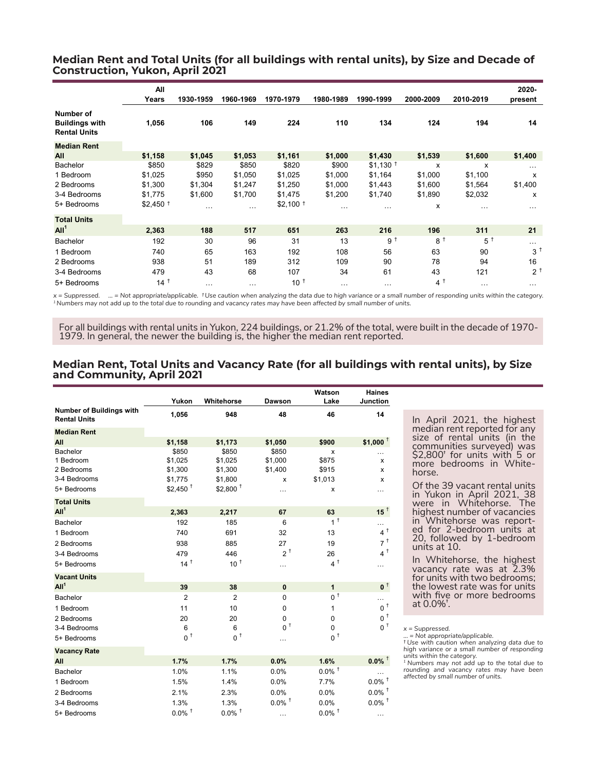## Median Rent and Total Units (for all buildings with rental units), by Size and Decade of Construction, Yukon, April 2021

| | All Years | 1930-1959 | 1960-1969 | 1970-1979 | 1980-1989 | 1990-1999 | 2000-2009 | 2010-2019 | 2020-present |
|---|---|---|---|---|---|---|---|---|---|
| **Number of Buildings with Rental Units** | **1,056** | **106** | **149** | **224** | **110** | **134** | **124** | **194** | **14** |
| **Median Rent** | | | | | | | | | |
| **All** | **$1,158** | **$1,045** | **$1,053** | **$1,161** | **$1,000** | **$1,430** | **$1,539** | **$1,600** | **$1,400** |
| Bachelor | $850 | $829 | $850 | $820 | $900 | $1,130 † | x | x | … |
| 1 Bedroom | $1,025 | $950 | $1,050 | $1,025 | $1,000 | $1,164 | $1,000 | $1,100 | x |
| 2 Bedrooms | $1,300 | $1,304 | $1,247 | $1,250 | $1,000 | $1,443 | $1,600 | $1,564 | $1,400 |
| 3-4 Bedrooms | $1,775 | $1,600 | $1,700 | $1,475 | $1,200 | $1,740 | $1,890 | $2,032 | x |
| 5+ Bedrooms | $2,450 † | … | … | $2,100 † | … | … | x | … | … |
| **Total Units** | | | | | | | | | |
| **All[1]** | **2,363** | **188** | **517** | **651** | **263** | **216** | **196** | **311** | **21** |
| Bachelor | 192 | 30 | 96 | 31 | 13 | 9 † | 8 † | 5 † | … |
| 1 Bedroom | 740 | 65 | 163 | 192 | 108 | 56 | 63 | 90 | 3 † |
| 2 Bedrooms | 938 | 51 | 189 | 312 | 109 | 90 | 78 | 94 | 16 |
| 3-4 Bedrooms | 479 | 43 | 68 | 107 | 34 | 61 | 43 | 121 | 2 † |
| 5+ Bedrooms | 14 † | … | … | 10 † | … | … | 4 † | … | … |

*x = Suppressed. … = Not appropriate/applicable. † Use caution when analyzing the data due to high variance or a small number of responding units within the category.*
*[1] Numbers may not add up to the total due to rounding and vacancy rates may have been affected by small number of units.*

For all buildings with rental units in Yukon, 224 buildings, or 21.2% of the total, were built in the decade of 1970-1979. In general, the newer the building is, the higher the median rent reported.

## Median Rent, Total Units and Vacancy Rate (for all buildings with rental units), by Size and Community, April 2021

| | Yukon | Whitehorse | Dawson | Watson Lake | Haines Junction |
|---|---|---|---|---|---|
| **Number of Buildings with Rental Units** | **1,056** | **948** | **48** | **46** | **14** |
| **Median Rent** | | | | | |
| **All** | **$1,158** | **$1,173** | **$1,050** | **$900** | **$1,000 †** |
| Bachelor | $850 | $850 | $850 | x | … |
| 1 Bedroom | $1,025 | $1,025 | $1,000 | $875 | x |
| 2 Bedrooms | $1,300 | $1,300 | $1,400 | $915 | x |
| 3-4 Bedrooms | $1,775 | $1,800 | x | $1,013 | x |
| 5+ Bedrooms | $2,450 † | $2,800 † | … | x | … |
| **Total Units** | | | | | |
| **All[1]** | **2,363** | **2,217** | **67** | **63** | **15 †** |
| Bachelor | 192 | 185 | 6 | 1 † | … |
| 1 Bedroom | 740 | 691 | 32 | 13 | 4 † |
| 2 Bedrooms | 938 | 885 | 27 | 19 | 7 † |
| 3-4 Bedrooms | 479 | 446 | 2 † | 26 | 4 † |
| 5+ Bedrooms | 14 † | 10 † | … | 4 † | … |
| **Vacant Units** | | | | | |
| **All[1]** | **39** | **38** | **0** | **1** | **0 †** |
| Bachelor | 2 | 2 | 0 | 0 † | … |
| 1 Bedroom | 11 | 10 | 0 | 1 | 0 † |
| 2 Bedrooms | 20 | 20 | 0 | 0 | 0 † |
| 3-4 Bedrooms | 6 | 6 | 0 † | 0 | 0 † |
| 5+ Bedrooms | 0 † | 0 † | … | 0 † | |
| **Vacancy Rate** | | | | | |
| **All** | **1.7%** | **1.7%** | **0.0%** | **1.6%** | **0.0% †** |
| Bachelor | 1.0% | 1.1% | 0.0% | 0.0% † | … |
| 1 Bedroom | 1.5% | 1.4% | 0.0% | 7.7% | 0.0% † |
| 2 Bedrooms | 2.1% | 2.3% | 0.0% | 0.0% | 0.0% † |
| 3-4 Bedrooms | 1.3% | 1.3% | 0.0% † | 0.0% | 0.0% † |
| 5+ Bedrooms | 0.0% † | 0.0% † | … | 0.0% † | … |

In April 2021, the highest median rent reported for any size of rental units (in the communities surveyed) was $2,800† for units with 5 or more bedrooms in Whitehorse.

Of the 39 vacant rental units in Yukon in April 2021, 38 were in Whitehorse. The highest number of vacancies in Whitehorse was reported for 2-bedroom units at 20, followed by 1-bedroom units at 10.

In Whitehorse, the highest vacancy rate was at 2.3% for units with two bedrooms; the lowest rate was for units with five or more bedrooms at 0.0%†.

x = Suppressed.
… = Not appropriate/applicable.
† Use with caution when analyzing data due to high variance or a small number of responding units within the category.
[1] Numbers may not add up to the total due to rounding and vacancy rates may have been affected by small number of units.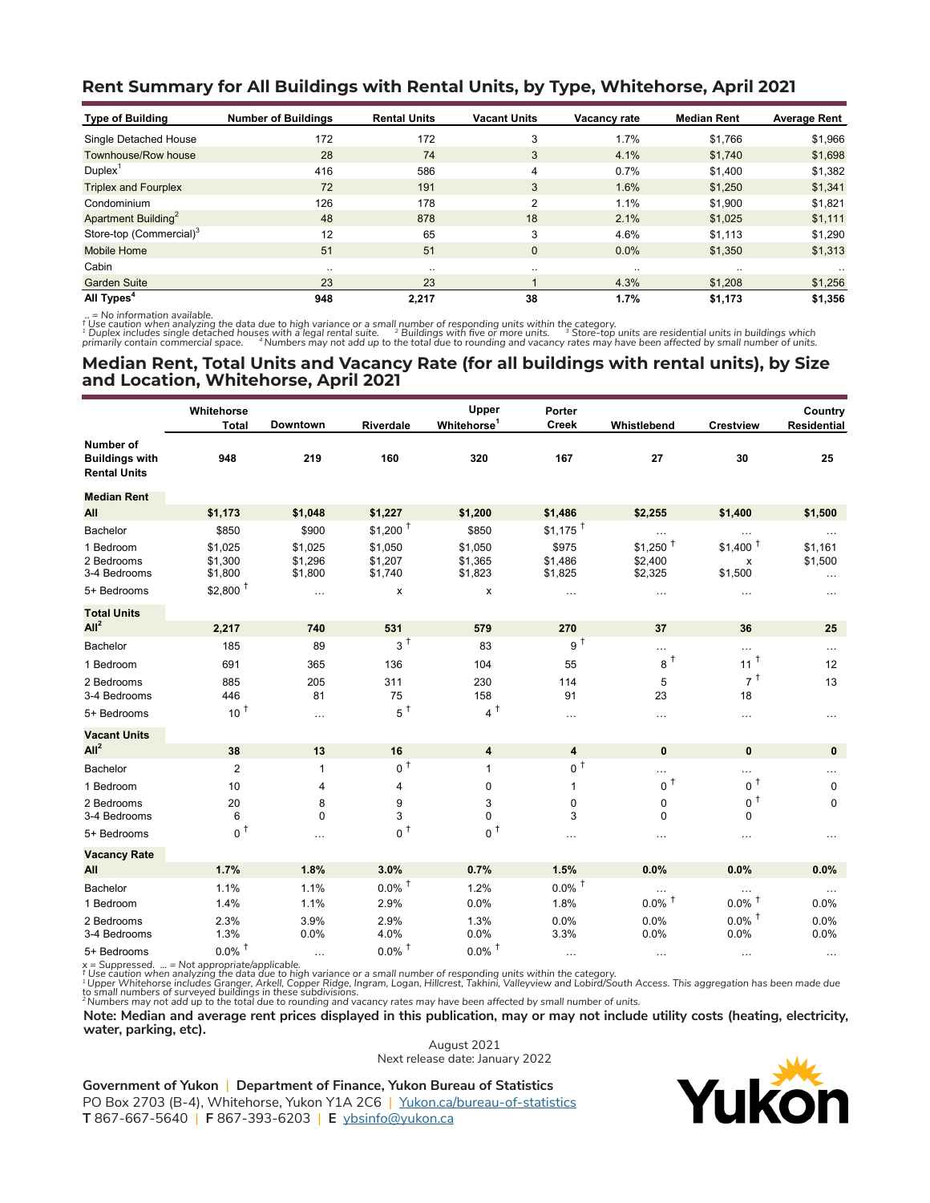## Rent Summary for All Buildings with Rental Units, by Type, Whitehorse, April 2021

| Type of Building | Number of Buildings | Rental Units | Vacant Units | Vacancy rate | Median Rent | Average Rent |
|---|---|---|---|---|---|---|
| Single Detached House | 172 | 172 | 3 | 1.7% | $1,766 | $1,966 |
| Townhouse/Row house | 28 | 74 | 3 | 4.1% | $1,740 | $1,698 |
| Duplex[1] | 416 | 586 | 4 | 0.7% | $1,400 | $1,382 |
| Triplex and Fourplex | 72 | 191 | 3 | 1.6% | $1,250 | $1,341 |
| Condominium | 126 | 178 | 2 | 1.1% | $1,900 | $1,821 |
| Apartment Building[2] | 48 | 878 | 18 | 2.1% | $1,025 | $1,111 |
| Store-top (Commercial)[3] | 12 | 65 | 3 | 4.6% | $1,113 | $1,290 |
| Mobile Home | 51 | 51 | 0 | 0.0% | $1,350 | $1,313 |
| Cabin | .. | .. | .. | .. | .. | .. |
| Garden Suite | 23 | 23 | 1 | 4.3% | $1,208 | $1,256 |
| **All Types[4]** | **948** | **2,217** | **38** | **1.7%** | **$1,173** | **$1,356** |

.. = No information available.
† Use caution when analyzing the data due to high variance or a small number of responding units within the category.
[1] Duplex includes single detached houses with a legal rental suite. [2] Buildings with five or more units. [3] Store-top units are residential units in buildings which primarily contain commercial space. [4] Numbers may not add up to the total due to rounding and vacancy rates may have been affected by small number of units.

## Median Rent, Total Units and Vacancy Rate (for all buildings with rental units), by Size and Location, Whitehorse, April 2021

| | Whitehorse Total | Downtown | Riverdale | Upper Whitehorse[1] | Porter Creek | Whistlebend | Crestview | Country Residential |
|---|---|---|---|---|---|---|---|---|
| **Number of Buildings with Rental Units** | **948** | **219** | **160** | **320** | **167** | **27** | **30** | **25** |
| **Median Rent** | | | | | | | | |
| **All** | **$1,173** | **$1,048** | **$1,227** | **$1,200** | **$1,486** | **$2,255** | **$1,400** | **$1,500** |
| Bachelor | $850 | $900 | $1,200 † | $850 | $1,175 † | … | … | … |
| 1 Bedroom | $1,025 | $1,025 | $1,050 | $1,050 | $975 | $1,250 † | $1,400 † | $1,161 |
| 2 Bedrooms | $1,300 | $1,296 | $1,207 | $1,365 | $1,486 | $2,400 | x | $1,500 |
| 3-4 Bedrooms | $1,800 | $1,800 | $1,740 | $1,823 | $1,825 | $2,325 | $1,500 | … |
| 5+ Bedrooms | $2,800 † | … | x | x | … | … | … | … |
| **Total Units** | | | | | | | | |
| **All[2]** | **2,217** | **740** | **531** | **579** | **270** | **37** | **36** | **25** |
| Bachelor | 185 | 89 | 3 † | 83 | 9 † | … | … | … |
| 1 Bedroom | 691 | 365 | 136 | 104 | 55 | 8 † | 11 † | 12 |
| 2 Bedrooms | 885 | 205 | 311 | 230 | 114 | 5 | 7 † | 13 |
| 3-4 Bedrooms | 446 | 81 | 75 | 158 | 91 | 23 | 18 | |
| 5+ Bedrooms | 10 † | … | 5 † | 4 † | … | … | … | … |
| **Vacant Units** | | | | | | | | |
| **All[2]** | **38** | **13** | **16** | **4** | **4** | **0** | **0** | **0** |
| Bachelor | 2 | 1 | 0 † | 1 | 0 † | … | … | … |
| 1 Bedroom | 10 | 4 | 4 | 0 | 1 | 0 † | 0 † | 0 |
| 2 Bedrooms | 20 | 8 | 9 | 3 | 0 | 0 | 0 † | 0 |
| 3-4 Bedrooms | 6 | 0 | 3 | 0 | 3 | 0 | 0 | |
| 5+ Bedrooms | 0 † | … | 0 † | 0 † | … | … | … | … |
| **Vacancy Rate** | | | | | | | | |
| **All** | **1.7%** | **1.8%** | **3.0%** | **0.7%** | **1.5%** | **0.0%** | **0.0%** | **0.0%** |
| Bachelor | 1.1% | 1.1% | 0.0% † | 1.2% | 0.0% † | … | … | … |
| 1 Bedroom | 1.4% | 1.1% | 2.9% | 0.0% | 1.8% | 0.0% † | 0.0% † | 0.0% |
| 2 Bedrooms | 2.3% | 3.9% | 2.9% | 1.3% | 0.0% | 0.0% | 0.0% † | 0.0% |
| 3-4 Bedrooms | 1.3% | 0.0% | 4.0% | 0.0% | 3.3% | 0.0% | 0.0% | 0.0% |
| 5+ Bedrooms | 0.0% † | … | 0.0% † | 0.0% † | … | … | … | … |

x = Suppressed. … = Not appropriate/applicable.
† Use caution when analyzing the data due to high variance or a small number of responding units within the category.
[1] Upper Whitehorse includes Granger, Arkell, Copper Ridge, Ingram, Logan, Hillcrest, Takhini, Valleyview and Lobird/South Access. This aggregation has been made due to small numbers of surveyed buildings in these subdivisions.
[2] Numbers may not add up to the total due to rounding and vacancy rates may have been affected by small number of units.

**Note: Median and average rent prices displayed in this publication, may or may not include utility costs (heating, electricity, water, parking, etc).**

August 2021
Next release date: January 2022

**Government of Yukon | Department of Finance, Yukon Bureau of Statistics**
PO Box 2703 (B-4), Whitehorse, Yukon Y1A 2C6 | Yukon.ca/bureau-of-statistics
**T** 867-667-5640 | **F** 867-393-6203 | **E** ybsinfo@yukon.ca

Yukon